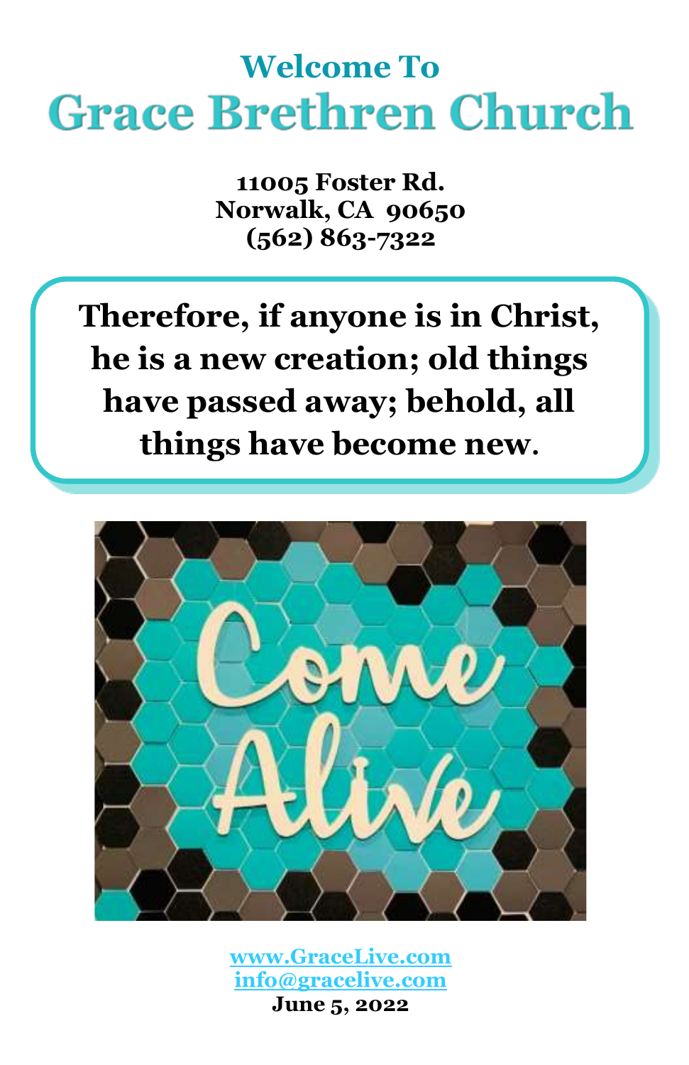## Welcome To

# Grace Brethren Church

**11005 Foster Rd.**
**Norwalk, CA 90650**
**(562) 863-7322**

**Therefore, if anyone is in Christ, he is a new creation; old things have passed away; behold, all things have become new.**

www.GraceLive.com
info@gracelive.com
**June 5, 2022**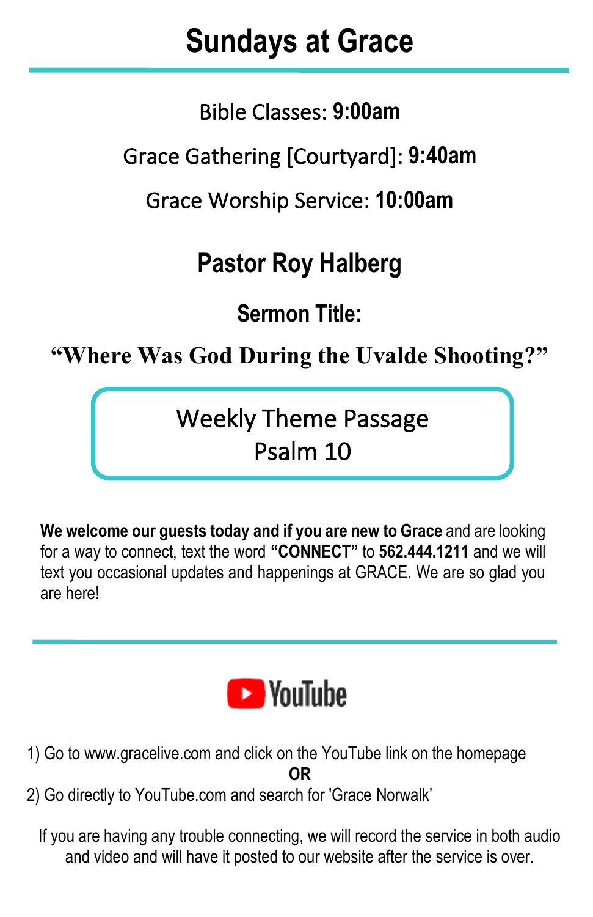# Sundays at Grace

Bible Classes: **9:00am**

Grace Gathering [Courtyard]: **9:40am**

Grace Worship Service: **10:00am**

## Pastor Roy Halberg

**Sermon Title:**

**"Where Was God During the Uvalde Shooting?"**

Weekly Theme Passage
Psalm 10

**We welcome our guests today and if you are new to Grace** and are looking for a way to connect, text the word **"CONNECT"** to **562.444.1211** and we will text you occasional updates and happenings at GRACE. We are so glad you are here!

---

YouTube

1) Go to www.gracelive.com and click on the YouTube link on the homepage

**OR**

2) Go directly to YouTube.com and search for 'Grace Norwalk'

If you are having any trouble connecting, we will record the service in both audio and video and will have it posted to our website after the service is over.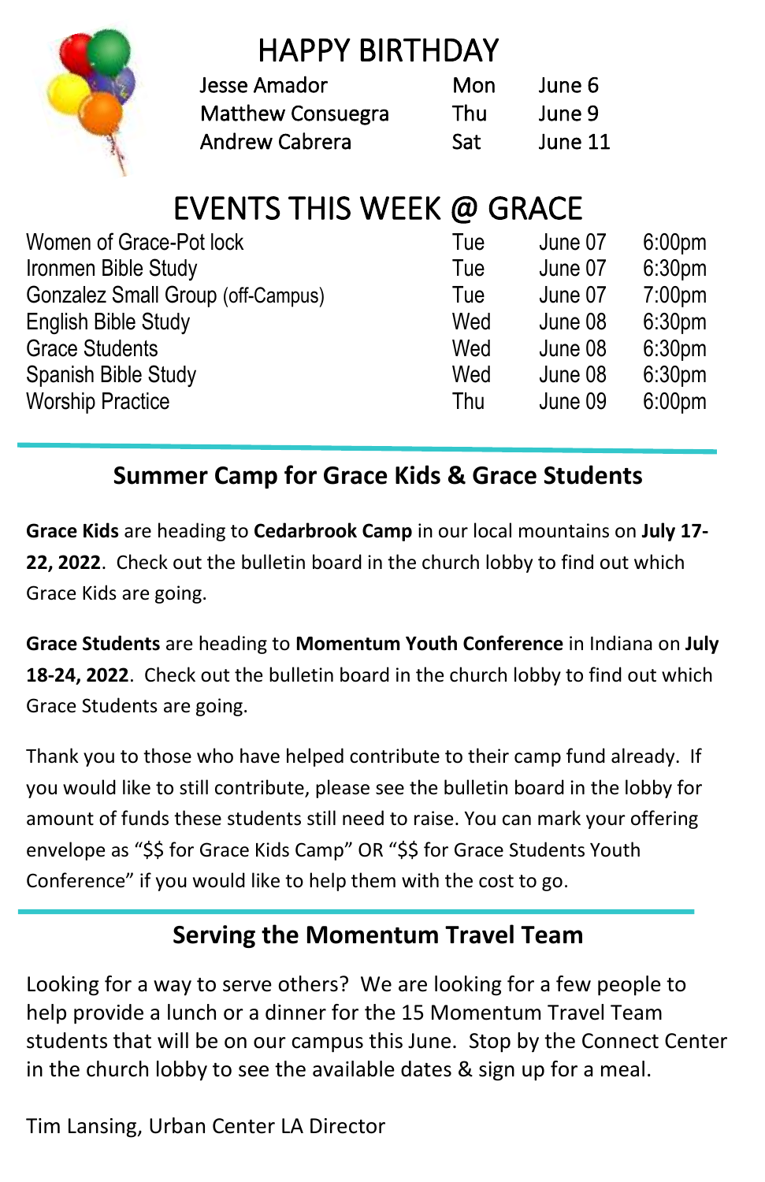# HAPPY BIRTHDAY

| | | |
|---|---|---|
| Jesse Amador | Mon | June 6 |
| Matthew Consuegra | Thu | June 9 |
| Andrew Cabrera | Sat | June 11 |

# EVENTS THIS WEEK @ GRACE

| | | | |
|---|---|---|---|
| Women of Grace-Pot lock | Tue | June 07 | 6:00pm |
| Ironmen Bible Study | Tue | June 07 | 6:30pm |
| Gonzalez Small Group (off-Campus) | Tue | June 07 | 7:00pm |
| English Bible Study | Wed | June 08 | 6:30pm |
| Grace Students | Wed | June 08 | 6:30pm |
| Spanish Bible Study | Wed | June 08 | 6:30pm |
| Worship Practice | Thu | June 09 | 6:00pm |

## Summer Camp for Grace Kids & Grace Students

**Grace Kids** are heading to **Cedarbrook Camp** in our local mountains on **July 17-22, 2022**. Check out the bulletin board in the church lobby to find out which Grace Kids are going.

**Grace Students** are heading to **Momentum Youth Conference** in Indiana on **July 18-24, 2022**. Check out the bulletin board in the church lobby to find out which Grace Students are going.

Thank you to those who have helped contribute to their camp fund already. If you would like to still contribute, please see the bulletin board in the lobby for amount of funds these students still need to raise. You can mark your offering envelope as "$$ for Grace Kids Camp" OR "$$ for Grace Students Youth Conference" if you would like to help them with the cost to go.

## Serving the Momentum Travel Team

Looking for a way to serve others? We are looking for a few people to help provide a lunch or a dinner for the 15 Momentum Travel Team students that will be on our campus this June. Stop by the Connect Center in the church lobby to see the available dates & sign up for a meal.

Tim Lansing, Urban Center LA Director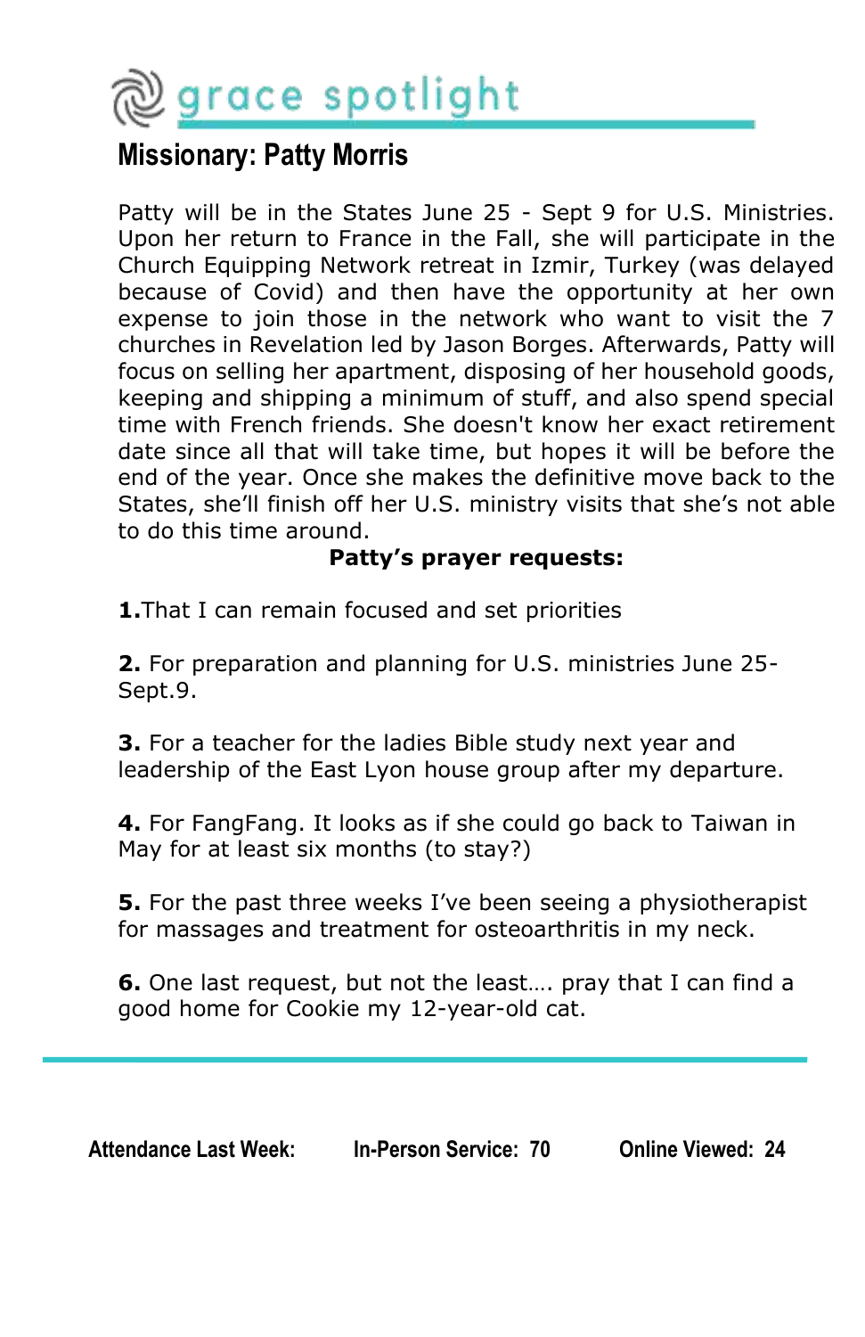# grace spotlight

## Missionary: Patty Morris

Patty will be in the States June 25 - Sept 9 for U.S. Ministries. Upon her return to France in the Fall, she will participate in the Church Equipping Network retreat in Izmir, Turkey (was delayed because of Covid) and then have the opportunity at her own expense to join those in the network who want to visit the 7 churches in Revelation led by Jason Borges. Afterwards, Patty will focus on selling her apartment, disposing of her household goods, keeping and shipping a minimum of stuff, and also spend special time with French friends. She doesn't know her exact retirement date since all that will take time, but hopes it will be before the end of the year. Once she makes the definitive move back to the States, she'll finish off her U.S. ministry visits that she's not able to do this time around.

**Patty's prayer requests:**

**1.**That I can remain focused and set priorities

**2.** For preparation and planning for U.S. ministries June 25-Sept.9.

**3.** For a teacher for the ladies Bible study next year and leadership of the East Lyon house group after my departure.

**4.** For FangFang. It looks as if she could go back to Taiwan in May for at least six months (to stay?)

**5.** For the past three weeks I've been seeing a physiotherapist for massages and treatment for osteoarthritis in my neck.

**6.** One last request, but not the least…. pray that I can find a good home for Cookie my 12-year-old cat.

---

**Attendance Last Week:** **In-Person Service: 70** **Online Viewed: 24**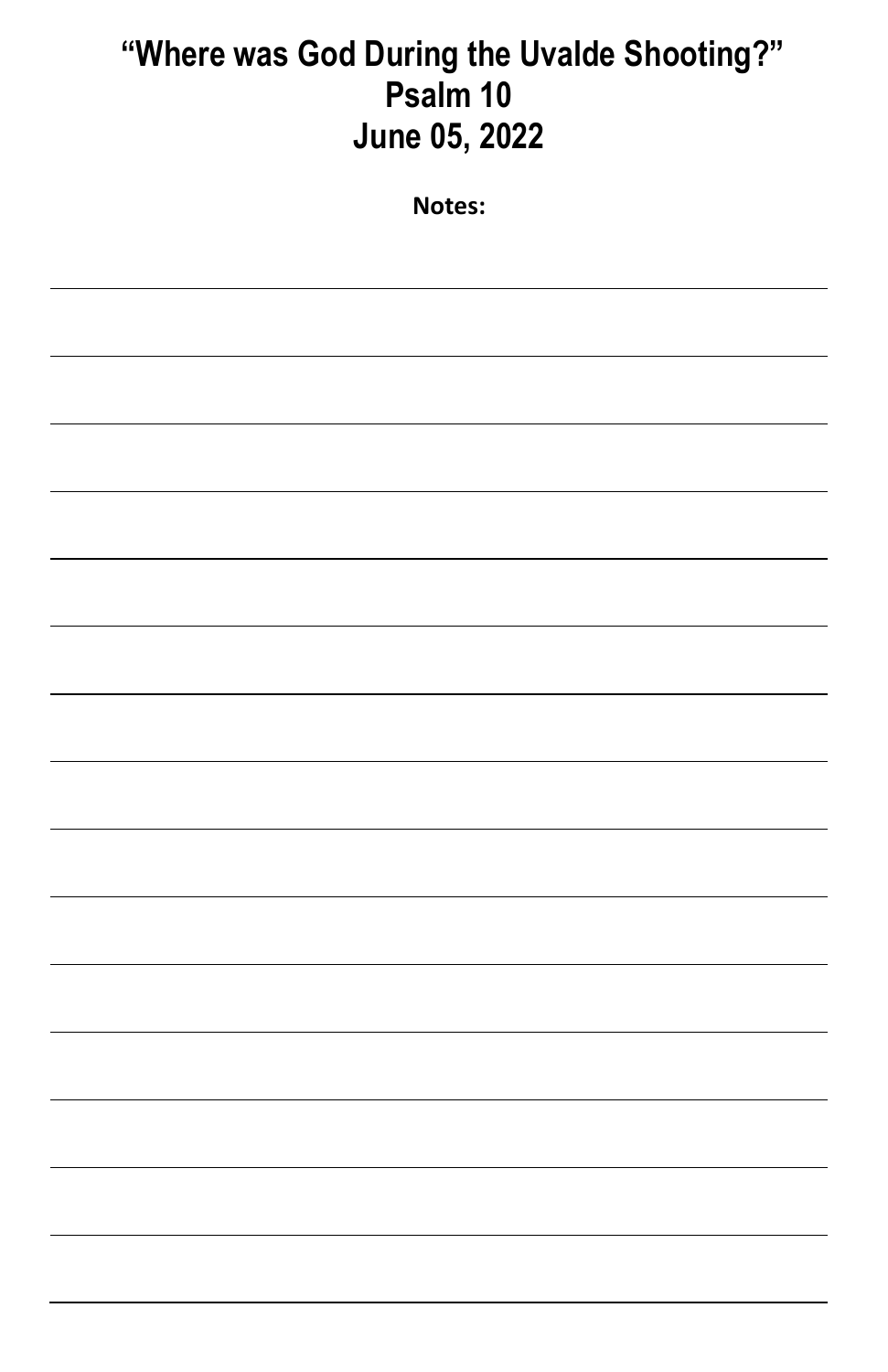# "Where was God During the Uvalde Shooting?"
# Psalm 10
# June 05, 2022

**Notes:**